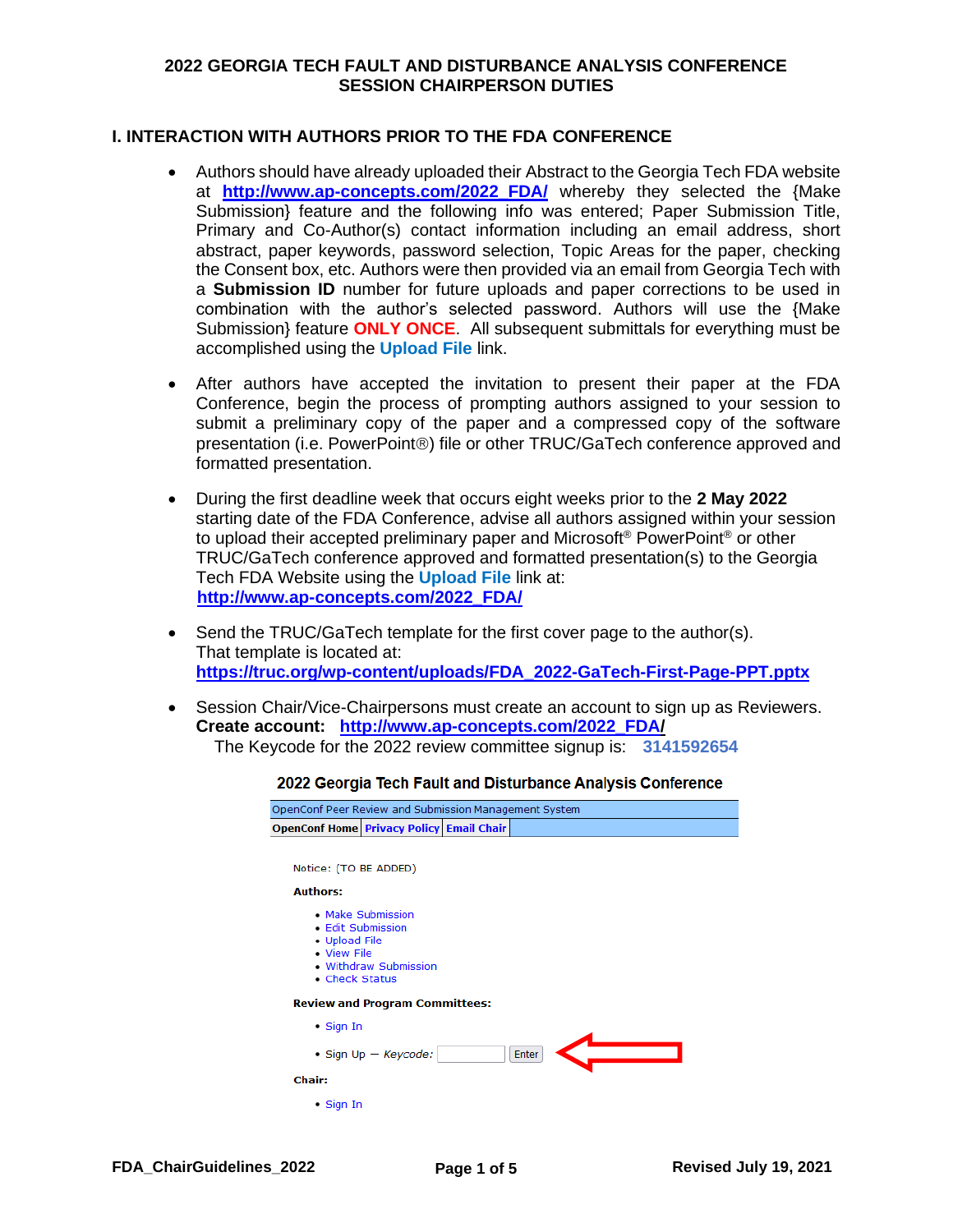# 2022 GEORGIA TECH FAULT AND DISTURBANCE ANALYSIS CONFERENCE SESSION CHAIRPERSON DUTIES

## I. INTERACTION WITH AUTHORS PRIOR TO THE FDA CONFERENCE

- Authors should have already uploaded their Abstract to the Georgia Tech FDA website at **http://www.ap-concepts.com/2022_FDA/** whereby they selected the {Make Submission} feature and the following info was entered; Paper Submission Title, Primary and Co-Author(s) contact information including an email address, short abstract, paper keywords, password selection, Topic Areas for the paper, checking the Consent box, etc. Authors were then provided via an email from Georgia Tech with a **Submission ID** number for future uploads and paper corrections to be used in combination with the author's selected password. Authors will use the {Make Submission} feature **ONLY ONCE**. All subsequent submittals for everything must be accomplished using the **Upload File** link.

- After authors have accepted the invitation to present their paper at the FDA Conference, begin the process of prompting authors assigned to your session to submit a preliminary copy of the paper and a compressed copy of the software presentation (i.e. PowerPoint®) file or other TRUC/GaTech conference approved and formatted presentation.

- During the first deadline week that occurs eight weeks prior to the **2 May 2022** starting date of the FDA Conference, advise all authors assigned within your session to upload their accepted preliminary paper and Microsoft® PowerPoint® or other TRUC/GaTech conference approved and formatted presentation(s) to the Georgia Tech FDA Website using the **Upload File** link at: **http://www.ap-concepts.com/2022_FDA/**

- Send the TRUC/GaTech template for the first cover page to the author(s). That template is located at: **https://truc.org/wp-content/uploads/FDA_2022-GaTech-First-Page-PPT.pptx**

- Session Chair/Vice-Chairpersons must create an account to sign up as Reviewers. **Create account: http://www.ap-concepts.com/2022_FDA/**
  The Keycode for the 2022 review committee signup is: **3141592654**

**2022 Georgia Tech Fault and Disturbance Analysis Conference**

OpenConf Peer Review and Submission Management System

OpenConf Home | Privacy Policy | Email Chair

Notice: (TO BE ADDED)

**Authors:**

- Make Submission
- Edit Submission
- Upload File
- View File
- Withdraw Submission
- Check Status

**Review and Program Committees:**

- Sign In
- Sign Up — *Keycode:* [ ] Enter

**Chair:**

- Sign In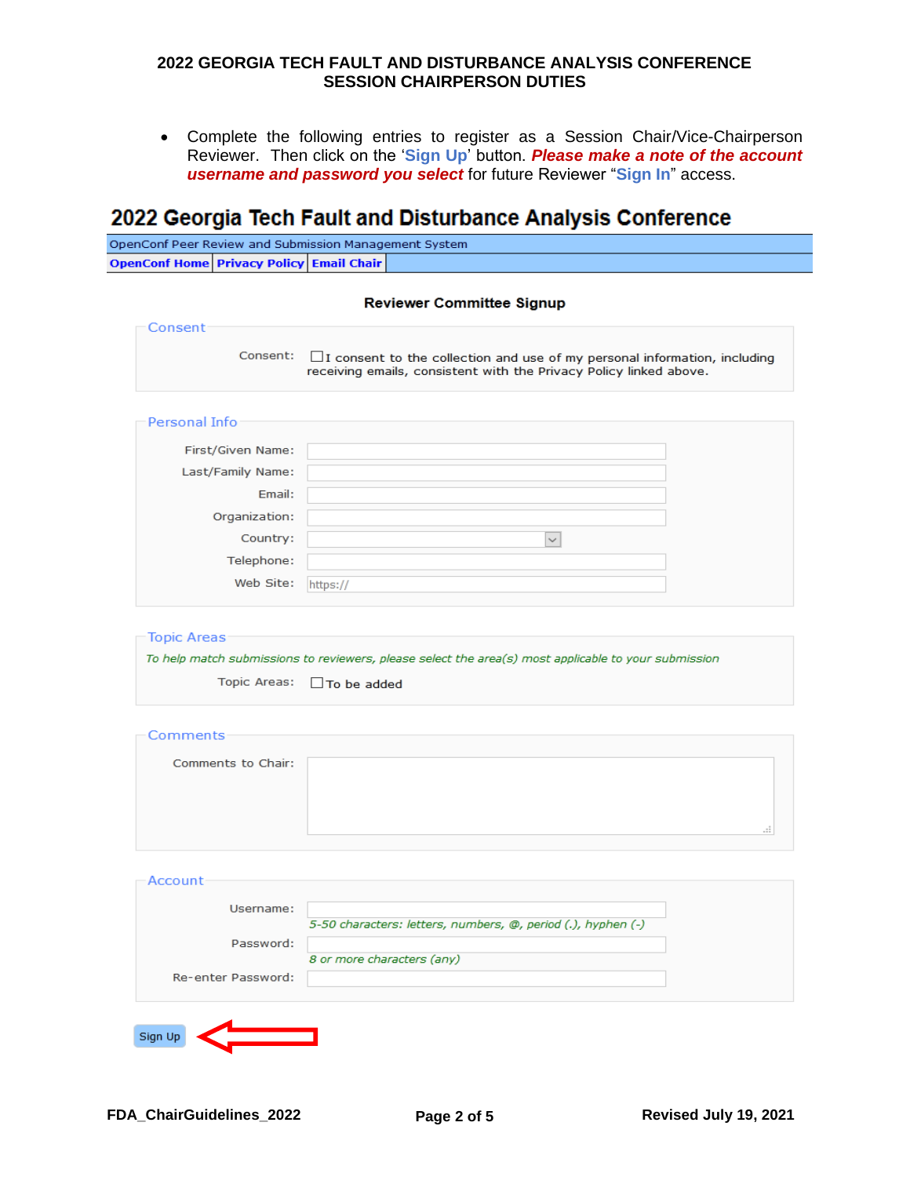# 2022 GEORGIA TECH FAULT AND DISTURBANCE ANALYSIS CONFERENCE
## SESSION CHAIRPERSON DUTIES

- Complete the following entries to register as a Session Chair/Vice-Chairperson Reviewer. Then click on the '**Sign Up**' button. ***Please make a note of the account username and password you select*** for future Reviewer "**Sign In**" access.

## 2022 Georgia Tech Fault and Disturbance Analysis Conference

OpenConf Peer Review and Submission Management System

**OpenConf Home** | **Privacy Policy** | **Email Chair**

**Reviewer Committee Signup**

**Consent**

Consent: ☐ I consent to the collection and use of my personal information, including receiving emails, consistent with the Privacy Policy linked above.

**Personal Info**

First/Given Name:

Last/Family Name:

Email:

Organization:

Country:

Telephone:

Web Site: https://

**Topic Areas**

*To help match submissions to reviewers, please select the area(s) most applicable to your submission*

Topic Areas: ☐ To be added

**Comments**

Comments to Chair:

**Account**

Username:

*5-50 characters: letters, numbers, @, period (.), hyphen (-)*

Password:

*8 or more characters (any)*

Re-enter Password:

Sign Up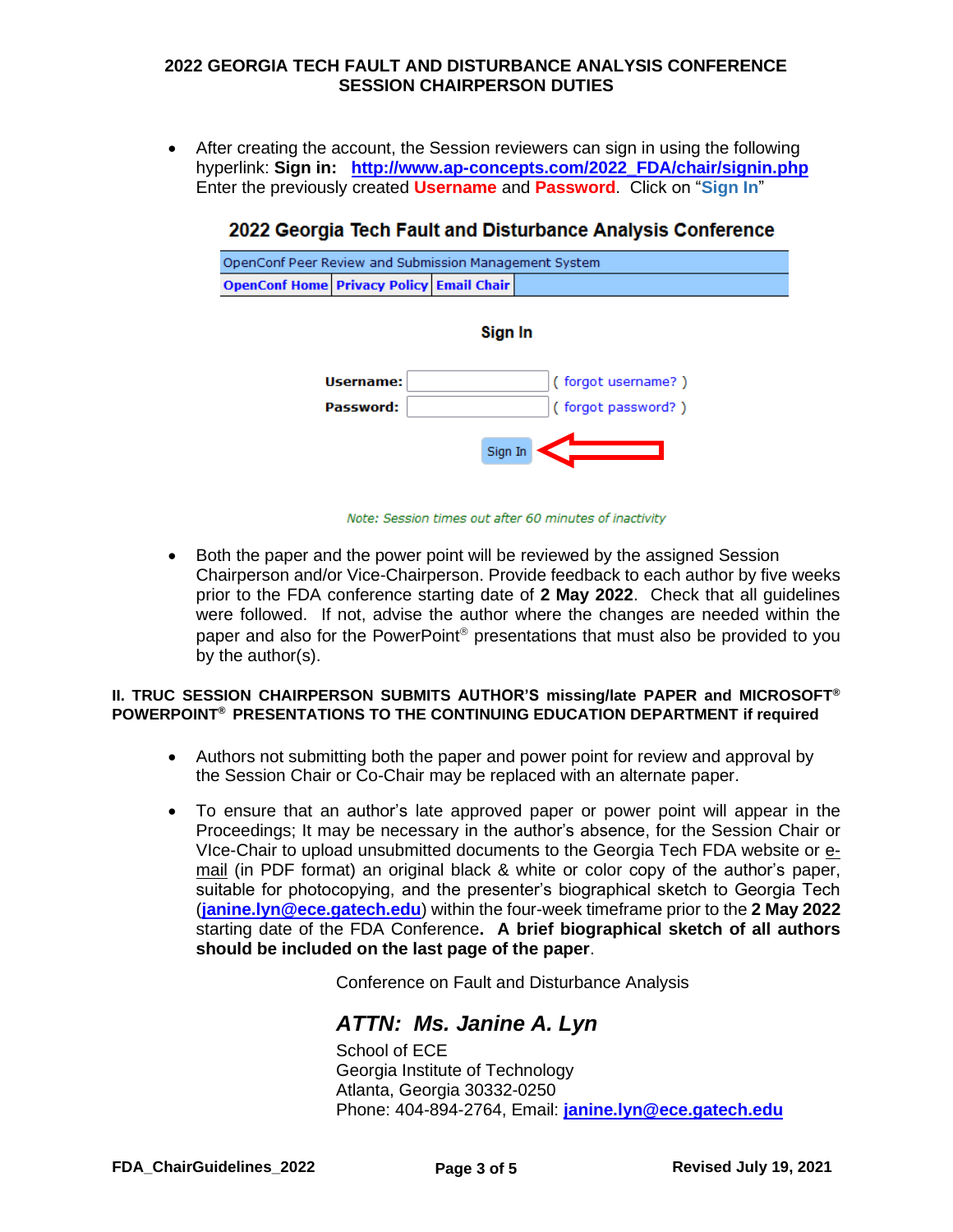- After creating the account, the Session reviewers can sign in using the following hyperlink: **Sign in:** **http://www.ap-concepts.com/2022_FDA/chair/signin.php** Enter the previously created **Username** and **Password**. Click on "**Sign In**"

**2022 Georgia Tech Fault and Disturbance Analysis Conference**

OpenConf Peer Review and Submission Management System

OpenConf Home | Privacy Policy | Email Chair

**Sign In**

Username: ( forgot username? )

Password: ( forgot password? )

Sign In

*Note: Session times out after 60 minutes of inactivity*

- Both the paper and the power point will be reviewed by the assigned Session Chairperson and/or Vice-Chairperson. Provide feedback to each author by five weeks prior to the FDA conference starting date of **2 May 2022**. Check that all guidelines were followed. If not, advise the author where the changes are needed within the paper and also for the PowerPoint® presentations that must also be provided to you by the author(s).

**II. TRUC SESSION CHAIRPERSON SUBMITS AUTHOR'S missing/late PAPER and MICROSOFT® POWERPOINT® PRESENTATIONS TO THE CONTINUING EDUCATION DEPARTMENT if required**

- Authors not submitting both the paper and power point for review and approval by the Session Chair or Co-Chair may be replaced with an alternate paper.

- To ensure that an author's late approved paper or power point will appear in the Proceedings; It may be necessary in the author's absence, for the Session Chair or VIce-Chair to upload unsubmitted documents to the Georgia Tech FDA website or e-mail (in PDF format) an original black & white or color copy of the author's paper, suitable for photocopying, and the presenter's biographical sketch to Georgia Tech (**janine.lyn@ece.gatech.edu**) within the four-week timeframe prior to the **2 May 2022** starting date of the FDA Conference**. A brief biographical sketch of all authors should be included on the last page of the paper**.

Conference on Fault and Disturbance Analysis

***ATTN: Ms. Janine A. Lyn***

School of ECE
Georgia Institute of Technology
Atlanta, Georgia 30332-0250
Phone: 404-894-2764, Email: **janine.lyn@ece.gatech.edu**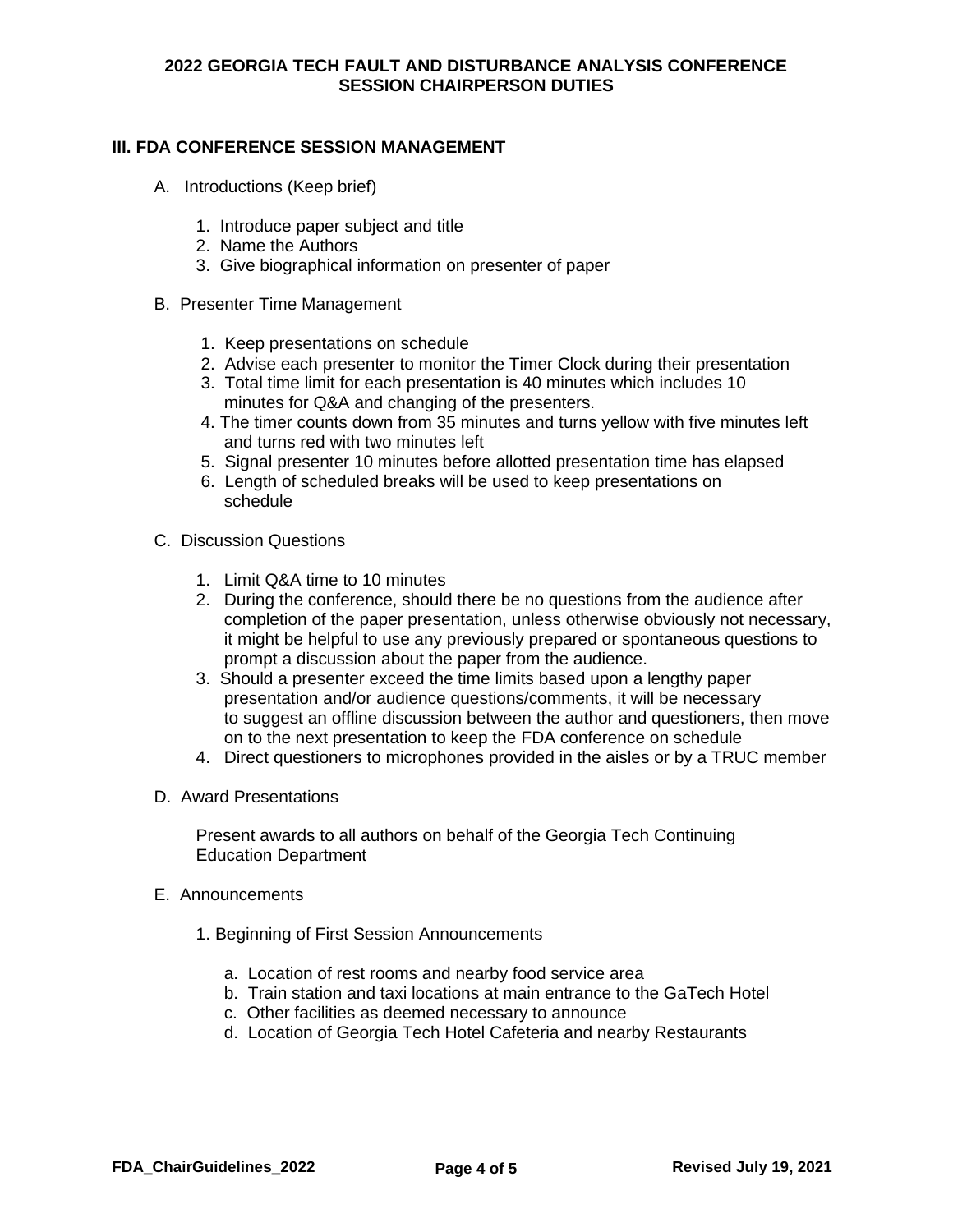## III. FDA CONFERENCE SESSION MANAGEMENT

A. Introductions (Keep brief)

1. Introduce paper subject and title
2. Name the Authors
3. Give biographical information on presenter of paper

B. Presenter Time Management

1. Keep presentations on schedule
2. Advise each presenter to monitor the Timer Clock during their presentation
3. Total time limit for each presentation is 40 minutes which includes 10 minutes for Q&A and changing of the presenters.
4. The timer counts down from 35 minutes and turns yellow with five minutes left and turns red with two minutes left
5. Signal presenter 10 minutes before allotted presentation time has elapsed
6. Length of scheduled breaks will be used to keep presentations on schedule

C. Discussion Questions

1. Limit Q&A time to 10 minutes
2. During the conference, should there be no questions from the audience after completion of the paper presentation, unless otherwise obviously not necessary, it might be helpful to use any previously prepared or spontaneous questions to prompt a discussion about the paper from the audience.
3. Should a presenter exceed the time limits based upon a lengthy paper presentation and/or audience questions/comments, it will be necessary to suggest an offline discussion between the author and questioners, then move on to the next presentation to keep the FDA conference on schedule
4. Direct questioners to microphones provided in the aisles or by a TRUC member

D. Award Presentations

Present awards to all authors on behalf of the Georgia Tech Continuing Education Department

E. Announcements

1. Beginning of First Session Announcements

   a. Location of rest rooms and nearby food service area
   b. Train station and taxi locations at main entrance to the GaTech Hotel
   c. Other facilities as deemed necessary to announce
   d. Location of Georgia Tech Hotel Cafeteria and nearby Restaurants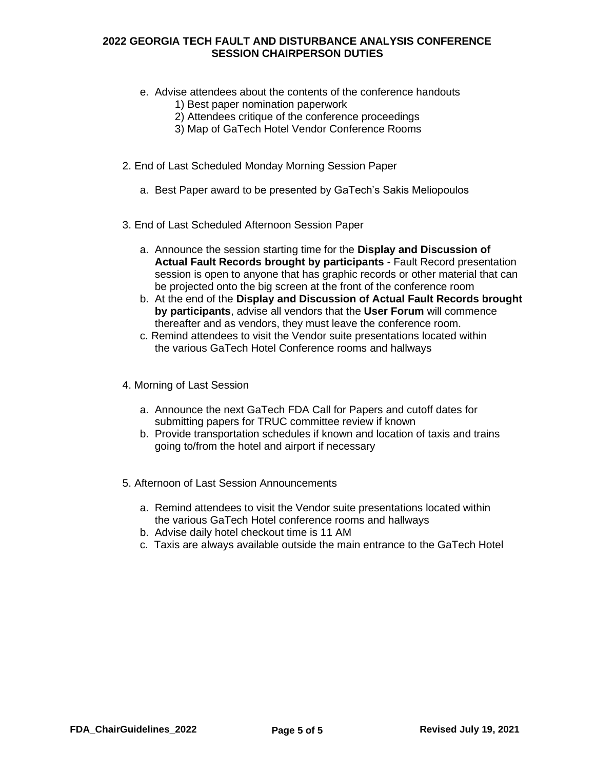e. Advise attendees about the contents of the conference handouts
    1) Best paper nomination paperwork
    2) Attendees critique of the conference proceedings
    3) Map of GaTech Hotel Vendor Conference Rooms

2. End of Last Scheduled Monday Morning Session Paper

    a. Best Paper award to be presented by GaTech's Sakis Meliopoulos

3. End of Last Scheduled Afternoon Session Paper

    a. Announce the session starting time for the **Display and Discussion of Actual Fault Records brought by participants** - Fault Record presentation session is open to anyone that has graphic records or other material that can be projected onto the big screen at the front of the conference room
    b. At the end of the **Display and Discussion of Actual Fault Records brought by participants**, advise all vendors that the **User Forum** will commence thereafter and as vendors, they must leave the conference room.
    c. Remind attendees to visit the Vendor suite presentations located within the various GaTech Hotel Conference rooms and hallways

4. Morning of Last Session

    a. Announce the next GaTech FDA Call for Papers and cutoff dates for submitting papers for TRUC committee review if known
    b. Provide transportation schedules if known and location of taxis and trains going to/from the hotel and airport if necessary

5. Afternoon of Last Session Announcements

    a. Remind attendees to visit the Vendor suite presentations located within the various GaTech Hotel conference rooms and hallways
    b. Advise daily hotel checkout time is 11 AM
    c. Taxis are always available outside the main entrance to the GaTech Hotel